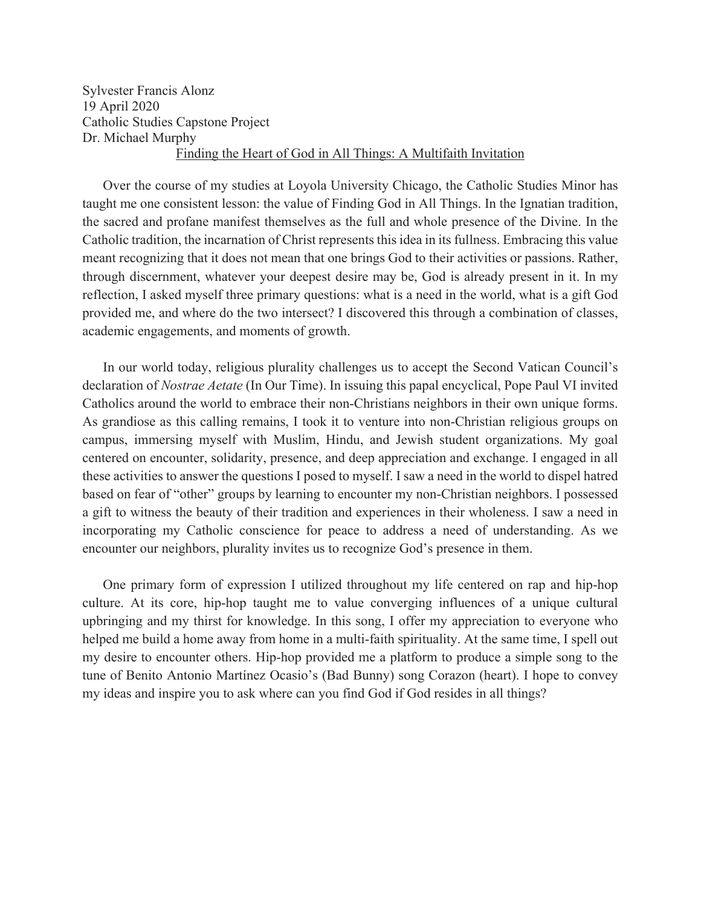Sylvester Francis Alonz
19 April 2020
Catholic Studies Capstone Project
Dr. Michael Murphy

<u>Finding the Heart of God in All Things: A Multifaith Invitation</u>

Over the course of my studies at Loyola University Chicago, the Catholic Studies Minor has taught me one consistent lesson: the value of Finding God in All Things. In the Ignatian tradition, the sacred and profane manifest themselves as the full and whole presence of the Divine. In the Catholic tradition, the incarnation of Christ represents this idea in its fullness. Embracing this value meant recognizing that it does not mean that one brings God to their activities or passions. Rather, through discernment, whatever your deepest desire may be, God is already present in it. In my reflection, I asked myself three primary questions: what is a need in the world, what is a gift God provided me, and where do the two intersect? I discovered this through a combination of classes, academic engagements, and moments of growth.

In our world today, religious plurality challenges us to accept the Second Vatican Council's declaration of *Nostrae Aetate* (In Our Time). In issuing this papal encyclical, Pope Paul VI invited Catholics around the world to embrace their non-Christians neighbors in their own unique forms. As grandiose as this calling remains, I took it to venture into non-Christian religious groups on campus, immersing myself with Muslim, Hindu, and Jewish student organizations. My goal centered on encounter, solidarity, presence, and deep appreciation and exchange. I engaged in all these activities to answer the questions I posed to myself. I saw a need in the world to dispel hatred based on fear of "other" groups by learning to encounter my non-Christian neighbors. I possessed a gift to witness the beauty of their tradition and experiences in their wholeness. I saw a need in incorporating my Catholic conscience for peace to address a need of understanding. As we encounter our neighbors, plurality invites us to recognize God's presence in them.

One primary form of expression I utilized throughout my life centered on rap and hip-hop culture. At its core, hip-hop taught me to value converging influences of a unique cultural upbringing and my thirst for knowledge. In this song, I offer my appreciation to everyone who helped me build a home away from home in a multi-faith spirituality. At the same time, I spell out my desire to encounter others. Hip-hop provided me a platform to produce a simple song to the tune of Benito Antonio Martínez Ocasio's (Bad Bunny) song Corazon (heart). I hope to convey my ideas and inspire you to ask where can you find God if God resides in all things?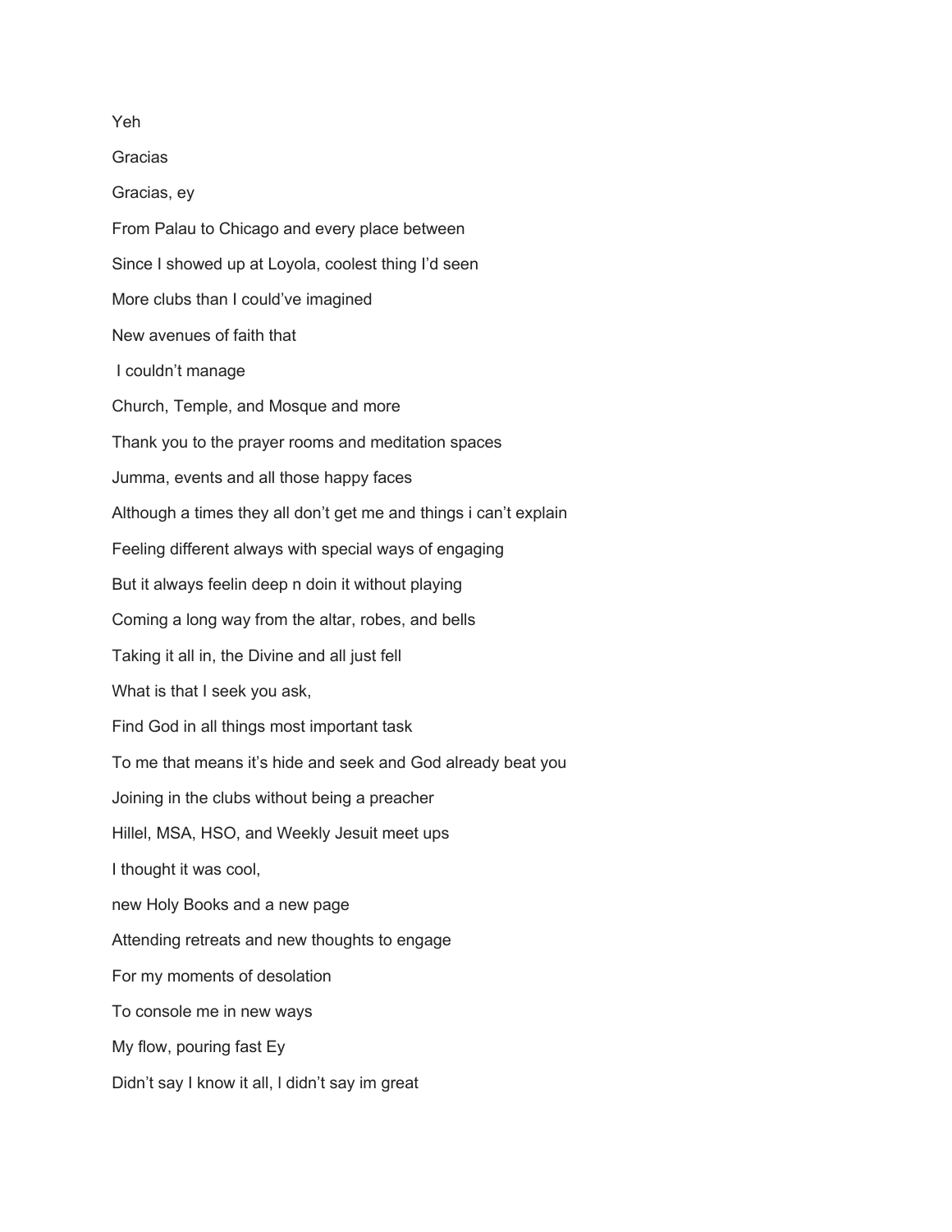Yeh

Gracias

Gracias, ey

From Palau to Chicago and every place between

Since I showed up at Loyola, coolest thing I'd seen

More clubs than I could've imagined

New avenues of faith that

I couldn't manage

Church, Temple, and Mosque and more

Thank you to the prayer rooms and meditation spaces

Jumma, events and all those happy faces

Although a times they all don't get me and things i can't explain

Feeling different always with special ways of engaging

But it always feelin deep n doin it without playing

Coming a long way from the altar, robes, and bells

Taking it all in, the Divine and all just fell

What is that I seek you ask,

Find God in all things most important task

To me that means it's hide and seek and God already beat you

Joining in the clubs without being a preacher

Hillel, MSA, HSO, and Weekly Jesuit meet ups

I thought it was cool,

new Holy Books and a new page

Attending retreats and new thoughts to engage

For my moments of desolation

To console me in new ways

My flow, pouring fast Ey

Didn't say I know it all, I didn't say im great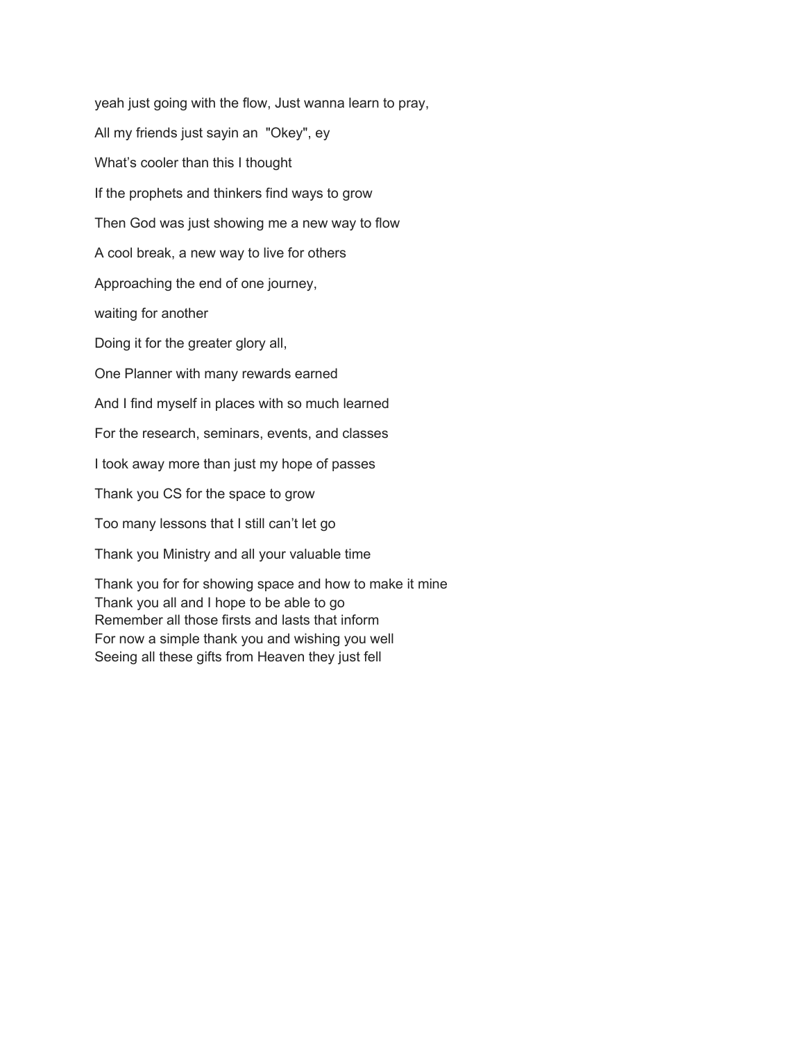yeah just going with the flow, Just wanna learn to pray,

All my friends just sayin an  "Okey", ey

What's cooler than this I thought

If the prophets and thinkers find ways to grow

Then God was just showing me a new way to flow

A cool break, a new way to live for others

Approaching the end of one journey,

waiting for another

Doing it for the greater glory all,

One Planner with many rewards earned

And I find myself in places with so much learned

For the research, seminars, events, and classes

I took away more than just my hope of passes

Thank you CS for the space to grow

Too many lessons that I still can't let go

Thank you Ministry and all your valuable time

Thank you for for showing space and how to make it mine
Thank you all and I hope to be able to go
Remember all those firsts and lasts that inform
For now a simple thank you and wishing you well
Seeing all these gifts from Heaven they just fell